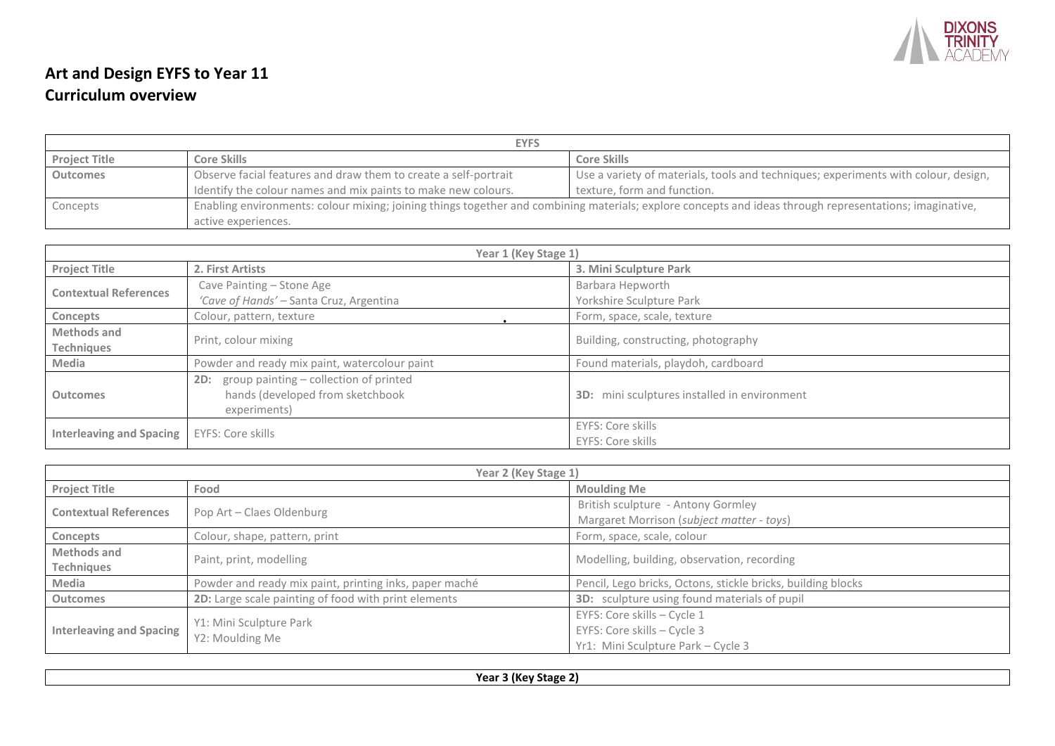# Art and Design EYFS to Year 11
# Curriculum overview

| EYFS | | |
|---|---|---|
| **Project Title** | **Core Skills** | **Core Skills** |
| **Outcomes** | Observe facial features and draw them to create a self-portrait<br>Identify the colour names and mix paints to make new colours. | Use a variety of materials, tools and techniques; experiments with colour, design, texture, form and function. |
| Concepts | Enabling environments: colour mixing; joining things together and combining materials; explore concepts and ideas through representations; imaginative, active experiences. | |

| Year 1 (Key Stage 1) | | |
|---|---|---|
| **Project Title** | **2. First Artists** | **3. Mini Sculpture Park** |
| **Contextual References** | Cave Painting – Stone Age<br>*'Cave of Hands'* – Santa Cruz, Argentina | Barbara Hepworth<br>Yorkshire Sculpture Park |
| **Concepts** | Colour, pattern, texture | Form, space, scale, texture |
| **Methods and Techniques** | Print, colour mixing | Building, constructing, photography |
| **Media** | Powder and ready mix paint, watercolour paint | Found materials, playdoh, cardboard |
| **Outcomes** | **2D:** group painting – collection of printed hands (developed from sketchbook experiments) | **3D:** mini sculptures installed in environment |
| **Interleaving and Spacing** | EYFS: Core skills | EYFS: Core skills<br>EYFS: Core skills |

| Year 2 (Key Stage 1) | | |
|---|---|---|
| **Project Title** | **Food** | **Moulding Me** |
| **Contextual References** | Pop Art – Claes Oldenburg | British sculpture - Antony Gormley<br>Margaret Morrison (*subject matter - toys*) |
| **Concepts** | Colour, shape, pattern, print | Form, space, scale, colour |
| **Methods and Techniques** | Paint, print, modelling | Modelling, building, observation, recording |
| **Media** | Powder and ready mix paint, printing inks, paper maché | Pencil, Lego bricks, Octons, stickle bricks, building blocks |
| **Outcomes** | **2D:** Large scale painting of food with print elements | **3D:** sculpture using found materials of pupil |
| **Interleaving and Spacing** | Y1: Mini Sculpture Park<br>Y2: Moulding Me | EYFS: Core skills – Cycle 1<br>EYFS: Core skills – Cycle 3<br>Yr1: Mini Sculpture Park – Cycle 3 |

| Year 3 (Key Stage 2) |
|---|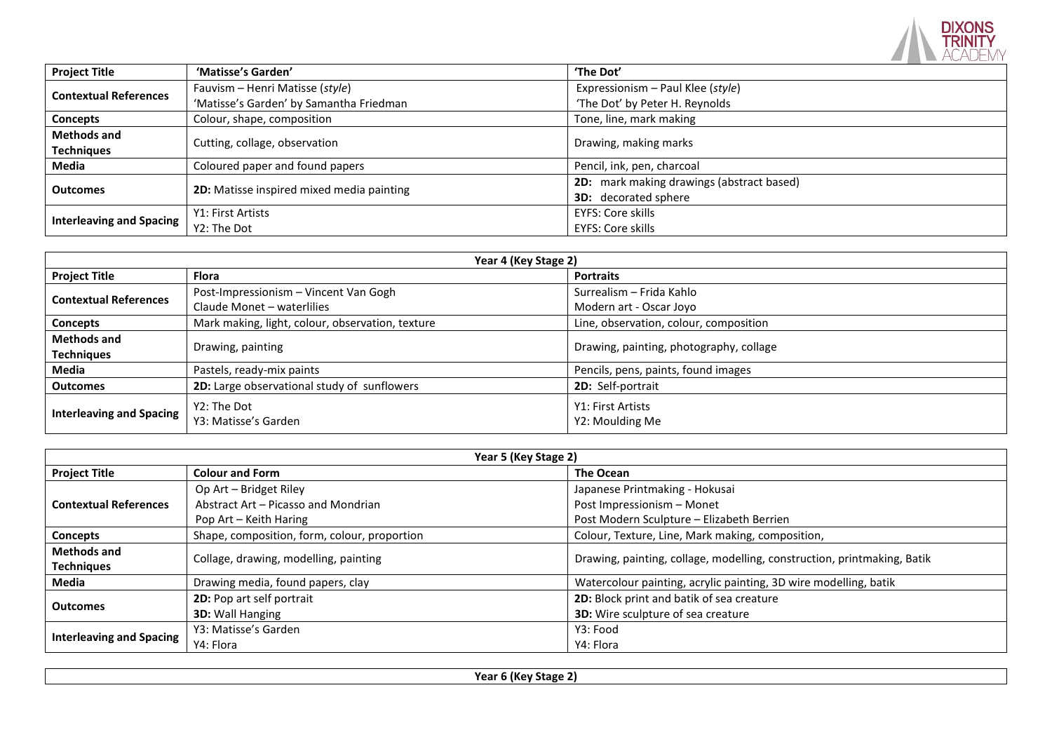| Project Title | 'Matisse's Garden' | 'The Dot' |
|---|---|---|
| Contextual References | Fauvism – Henri Matisse (*style*)<br>'Matisse's Garden' by Samantha Friedman | Expressionism – Paul Klee (*style*)<br>'The Dot' by Peter H. Reynolds |
| Concepts | Colour, shape, composition | Tone, line, mark making |
| Methods and Techniques | Cutting, collage, observation | Drawing, making marks |
| Media | Coloured paper and found papers | Pencil, ink, pen, charcoal |
| Outcomes | **2D:** Matisse inspired mixed media painting | **2D:** mark making drawings (abstract based)<br>**3D:** decorated sphere |
| Interleaving and Spacing | Y1: First Artists<br>Y2: The Dot | EYFS: Core skills<br>EYFS: Core skills |

| Year 4 (Key Stage 2) | | |
|---|---|---|
| **Project Title** | **Flora** | **Portraits** |
| **Contextual References** | Post-Impressionism – Vincent Van Gogh<br>Claude Monet – waterlilies | Surrealism – Frida Kahlo<br>Modern art - Oscar Joyo |
| **Concepts** | Mark making, light, colour, observation, texture | Line, observation, colour, composition |
| **Methods and Techniques** | Drawing, painting | Drawing, painting, photography, collage |
| **Media** | Pastels, ready-mix paints | Pencils, pens, paints, found images |
| **Outcomes** | **2D:** Large observational study of sunflowers | **2D:** Self-portrait |
| **Interleaving and Spacing** | Y2: The Dot<br>Y3: Matisse's Garden | Y1: First Artists<br>Y2: Moulding Me |

| Year 5 (Key Stage 2) | | |
|---|---|---|
| **Project Title** | **Colour and Form** | **The Ocean** |
| **Contextual References** | Op Art – Bridget Riley<br>Abstract Art – Picasso and Mondrian<br>Pop Art – Keith Haring | Japanese Printmaking - Hokusai<br>Post Impressionism – Monet<br>Post Modern Sculpture – Elizabeth Berrien |
| **Concepts** | Shape, composition, form, colour, proportion | Colour, Texture, Line, Mark making, composition, |
| **Methods and Techniques** | Collage, drawing, modelling, painting | Drawing, painting, collage, modelling, construction, printmaking, Batik |
| **Media** | Drawing media, found papers, clay | Watercolour painting, acrylic painting, 3D wire modelling, batik |
| **Outcomes** | **2D:** Pop art self portrait<br>**3D:** Wall Hanging | **2D:** Block print and batik of sea creature<br>**3D:** Wire sculpture of sea creature |
| **Interleaving and Spacing** | Y3: Matisse's Garden<br>Y4: Flora | Y3: Food<br>Y4: Flora |

| Year 6 (Key Stage 2) |
|---|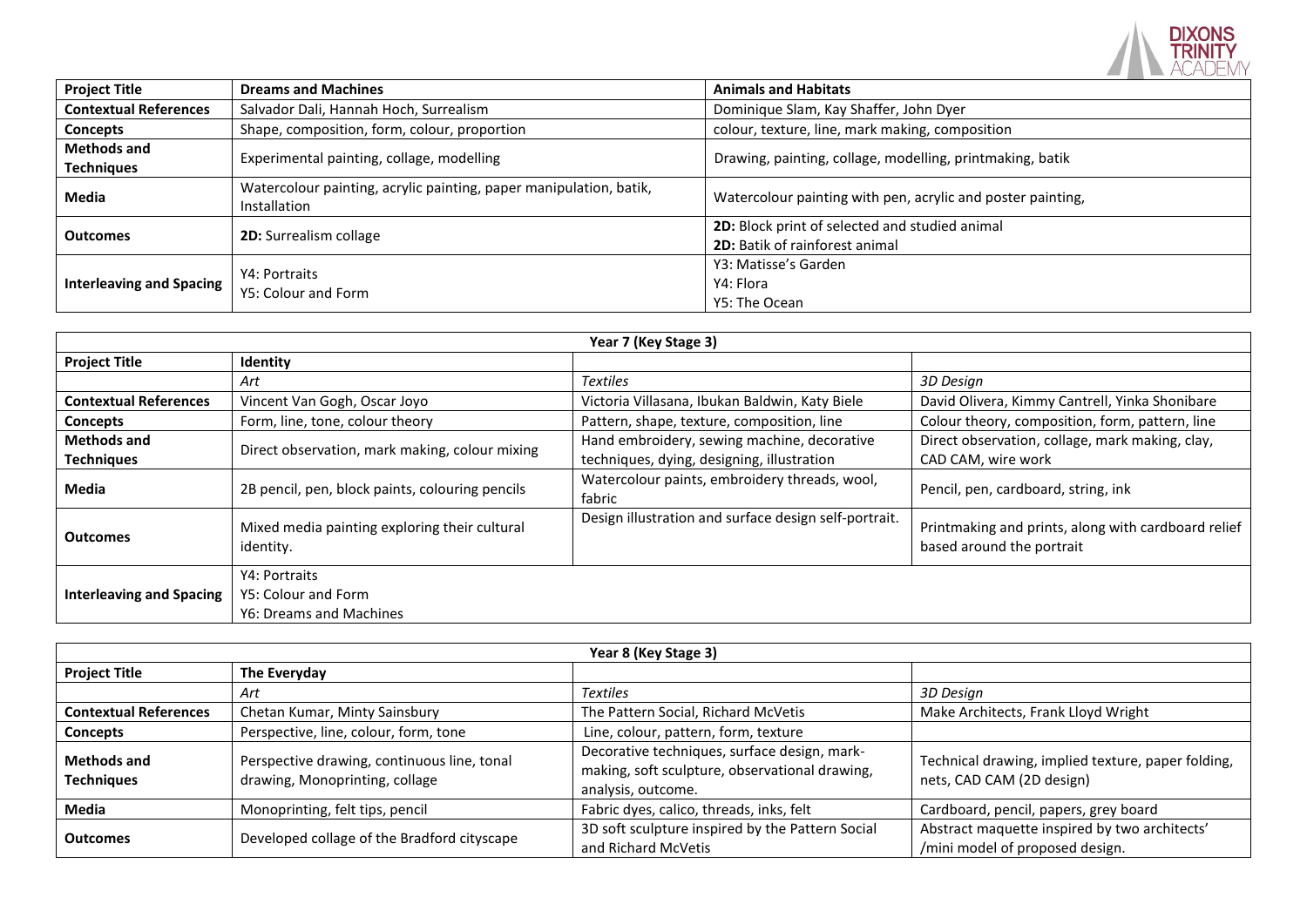| Project Title | Dreams and Machines | Animals and Habitats |
|---|---|---|
| **Contextual References** | Salvador Dali, Hannah Hoch, Surrealism | Dominique Slam, Kay Shaffer, John Dyer |
| **Concepts** | Shape, composition, form, colour, proportion | colour, texture, line, mark making, composition |
| **Methods and Techniques** | Experimental painting, collage, modelling | Drawing, painting, collage, modelling, printmaking, batik |
| **Media** | Watercolour painting, acrylic painting, paper manipulation, batik, Installation | Watercolour painting with pen, acrylic and poster painting, |
| **Outcomes** | **2D:** Surrealism collage | **2D:** Block print of selected and studied animal<br>**2D:** Batik of rainforest animal |
| **Interleaving and Spacing** | Y4: Portraits<br>Y5: Colour and Form | Y3: Matisse's Garden<br>Y4: Flora<br>Y5: The Ocean |

| Year 7 (Key Stage 3) | | | |
|---|---|---|---|
| **Project Title** | **Identity** | | |
| | *Art* | *Textiles* | *3D Design* |
| **Contextual References** | Vincent Van Gogh, Oscar Joyo | Victoria Villasana, Ibukan Baldwin, Katy Biele | David Olivera, Kimmy Cantrell, Yinka Shonibare |
| **Concepts** | Form, line, tone, colour theory | Pattern, shape, texture, composition, line | Colour theory, composition, form, pattern, line |
| **Methods and Techniques** | Direct observation, mark making, colour mixing | Hand embroidery, sewing machine, decorative techniques, dying, designing, illustration | Direct observation, collage, mark making, clay, CAD CAM, wire work |
| **Media** | 2B pencil, pen, block paints, colouring pencils | Watercolour paints, embroidery threads, wool, fabric | Pencil, pen, cardboard, string, ink |
| **Outcomes** | Mixed media painting exploring their cultural identity. | Design illustration and surface design self-portrait. | Printmaking and prints, along with cardboard relief based around the portrait |
| **Interleaving and Spacing** | Y4: Portraits<br>Y5: Colour and Form<br>Y6: Dreams and Machines | | |

| Year 8 (Key Stage 3) | | | |
|---|---|---|---|
| **Project Title** | **The Everyday** | | |
| | *Art* | *Textiles* | *3D Design* |
| **Contextual References** | Chetan Kumar, Minty Sainsbury | The Pattern Social, Richard McVetis | Make Architects, Frank Lloyd Wright |
| **Concepts** | Perspective, line, colour, form, tone | Line, colour, pattern, form, texture | |
| **Methods and Techniques** | Perspective drawing, continuous line, tonal drawing, Monoprinting, collage | Decorative techniques, surface design, mark-making, soft sculpture, observational drawing, analysis, outcome. | Technical drawing, implied texture, paper folding, nets, CAD CAM (2D design) |
| **Media** | Monoprinting, felt tips, pencil | Fabric dyes, calico, threads, inks, felt | Cardboard, pencil, papers, grey board |
| **Outcomes** | Developed collage of the Bradford cityscape | 3D soft sculpture inspired by the Pattern Social and Richard McVetis | Abstract maquette inspired by two architects' /mini model of proposed design. |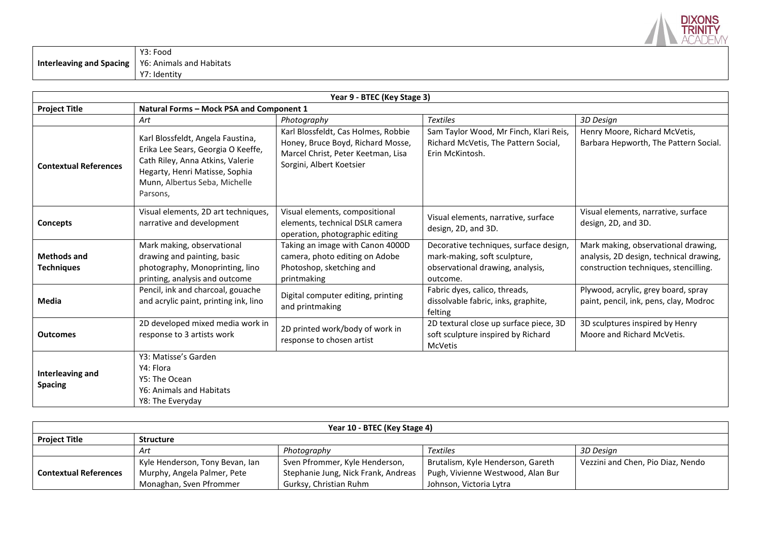| | |
|---|---|
| **Interleaving and Spacing** | Y3: Food<br>Y6: Animals and Habitats<br>Y7: Identity |

| **Year 9 - BTEC (Key Stage 3)** | | | | |
|---|---|---|---|---|
| **Project Title** | **Natural Forms – Mock PSA and Component 1** | | | |
| | *Art* | *Photography* | *Textiles* | *3D Design* |
| **Contextual References** | Karl Blossfeldt, Angela Faustina, Erika Lee Sears, Georgia O Keeffe, Cath Riley, Anna Atkins, Valerie Hegarty, Henri Matisse, Sophia Munn, Albertus Seba, Michelle Parsons, | Karl Blossfeldt, Cas Holmes, Robbie Honey, Bruce Boyd, Richard Mosse, Marcel Christ, Peter Keetman, Lisa Sorgini, Albert Koetsier | Sam Taylor Wood, Mr Finch, Klari Reis, Richard McVetis, The Pattern Social, Erin McKintosh. | Henry Moore, Richard McVetis, Barbara Hepworth, The Pattern Social. |
| **Concepts** | Visual elements, 2D art techniques, narrative and development | Visual elements, compositional elements, technical DSLR camera operation, photographic editing | Visual elements, narrative, surface design, 2D, and 3D. | Visual elements, narrative, surface design, 2D, and 3D. |
| **Methods and Techniques** | Mark making, observational drawing and painting, basic photography, Monoprinting, lino printing, analysis and outcome | Taking an image with Canon 4000D camera, photo editing on Adobe Photoshop, sketching and printmaking | Decorative techniques, surface design, mark-making, soft sculpture, observational drawing, analysis, outcome. | Mark making, observational drawing, analysis, 2D design, technical drawing, construction techniques, stencilling. |
| **Media** | Pencil, ink and charcoal, gouache and acrylic paint, printing ink, lino | Digital computer editing, printing and printmaking | Fabric dyes, calico, threads, dissolvable fabric, inks, graphite, felting | Plywood, acrylic, grey board, spray paint, pencil, ink, pens, clay, Modroc |
| **Outcomes** | 2D developed mixed media work in response to 3 artists work | 2D printed work/body of work in response to chosen artist | 2D textural close up surface piece, 3D soft sculpture inspired by Richard McVetis | 3D sculptures inspired by Henry Moore and Richard McVetis. |
| **Interleaving and Spacing** | Y3: Matisse's Garden<br>Y4: Flora<br>Y5: The Ocean<br>Y6: Animals and Habitats<br>Y8: The Everyday | | | |

| **Year 10 - BTEC (Key Stage 4)** | | | | |
|---|---|---|---|---|
| **Project Title** | **Structure** | | | |
| | *Art* | *Photography* | *Textiles* | *3D Design* |
| **Contextual References** | Kyle Henderson, Tony Bevan, Ian Murphy, Angela Palmer, Pete Monaghan, Sven Pfrommer | Sven Pfrommer, Kyle Henderson, Stephanie Jung, Nick Frank, Andreas Gurksy, Christian Ruhm | Brutalism, Kyle Henderson, Gareth Pugh, Vivienne Westwood, Alan Bur Johnson, Victoria Lytra | Vezzini and Chen, Pio Diaz, Nendo |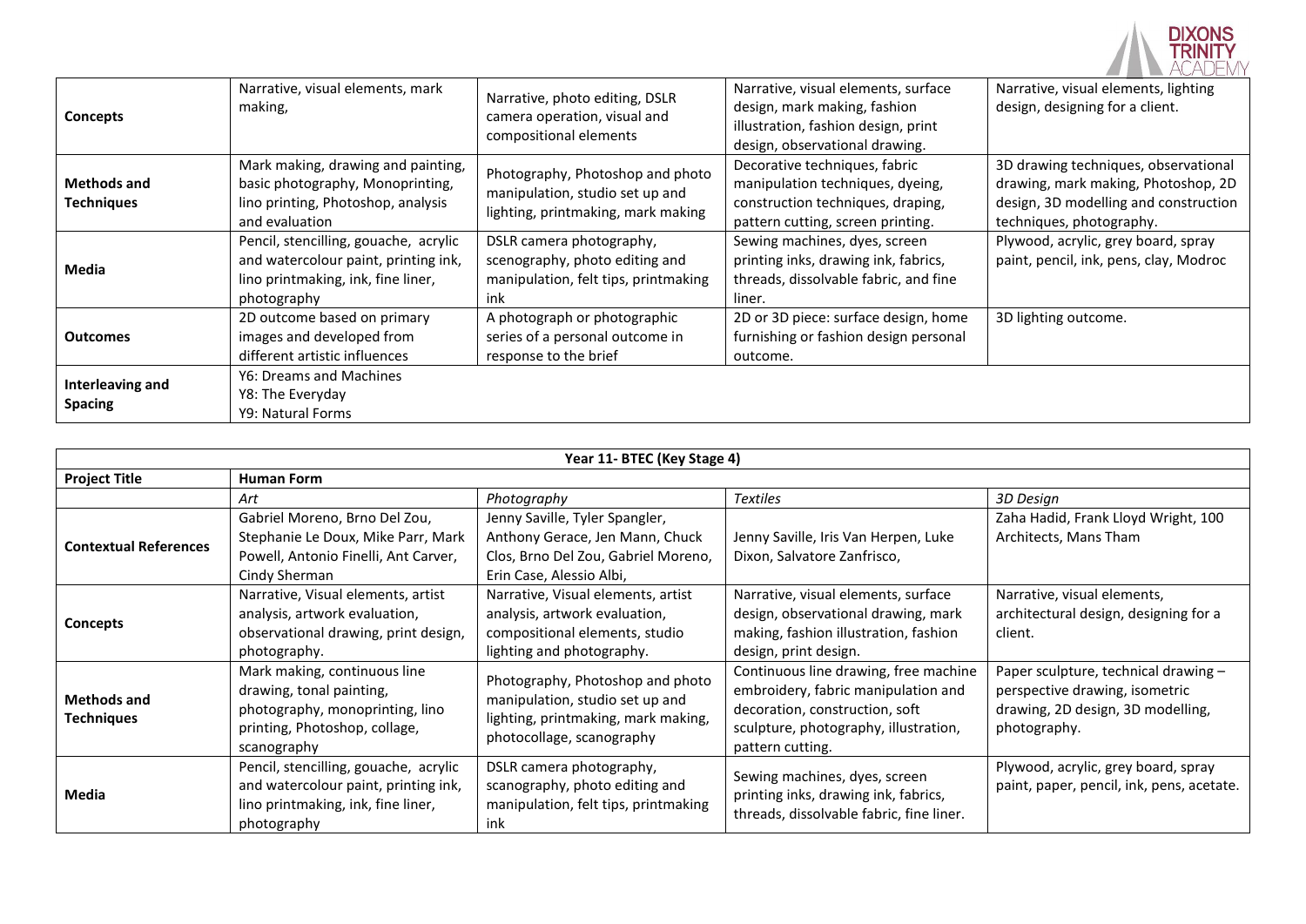| | | | | |
|---|---|---|---|---|
| **Concepts** | Narrative, visual elements, mark making, | Narrative, photo editing, DSLR camera operation, visual and compositional elements | Narrative, visual elements, surface design, mark making, fashion illustration, fashion design, print design, observational drawing. | Narrative, visual elements, lighting design, designing for a client. |
| **Methods and Techniques** | Mark making, drawing and painting, basic photography, Monoprinting, lino printing, Photoshop, analysis and evaluation | Photography, Photoshop and photo manipulation, studio set up and lighting, printmaking, mark making | Decorative techniques, fabric manipulation techniques, dyeing, construction techniques, draping, pattern cutting, screen printing. | 3D drawing techniques, observational drawing, mark making, Photoshop, 2D design, 3D modelling and construction techniques, photography. |
| **Media** | Pencil, stencilling, gouache, acrylic and watercolour paint, printing ink, lino printmaking, ink, fine liner, photography | DSLR camera photography, scenography, photo editing and manipulation, felt tips, printmaking ink | Sewing machines, dyes, screen printing inks, drawing ink, fabrics, threads, dissolvable fabric, and fine liner. | Plywood, acrylic, grey board, spray paint, pencil, ink, pens, clay, Modroc |
| **Outcomes** | 2D outcome based on primary images and developed from different artistic influences | A photograph or photographic series of a personal outcome in response to the brief | 2D or 3D piece: surface design, home furnishing or fashion design personal outcome. | 3D lighting outcome. |
| **Interleaving and Spacing** | Y6: Dreams and Machines<br>Y8: The Everyday<br>Y9: Natural Forms | | | |

| Year 11- BTEC (Key Stage 4) | | | | |
|---|---|---|---|---|
| **Project Title** | **Human Form** | | | |
| | *Art* | *Photography* | *Textiles* | *3D Design* |
| **Contextual References** | Gabriel Moreno, Brno Del Zou, Stephanie Le Doux, Mike Parr, Mark Powell, Antonio Finelli, Ant Carver, Cindy Sherman | Jenny Saville, Tyler Spangler, Anthony Gerace, Jen Mann, Chuck Clos, Brno Del Zou, Gabriel Moreno, Erin Case, Alessio Albi, | Jenny Saville, Iris Van Herpen, Luke Dixon, Salvatore Zanfrisco, | Zaha Hadid, Frank Lloyd Wright, 100 Architects, Mans Tham |
| **Concepts** | Narrative, Visual elements, artist analysis, artwork evaluation, observational drawing, print design, photography. | Narrative, Visual elements, artist analysis, artwork evaluation, compositional elements, studio lighting and photography. | Narrative, visual elements, surface design, observational drawing, mark making, fashion illustration, fashion design, print design. | Narrative, visual elements, architectural design, designing for a client. |
| **Methods and Techniques** | Mark making, continuous line drawing, tonal painting, photography, monoprinting, lino printing, Photoshop, collage, scanography | Photography, Photoshop and photo manipulation, studio set up and lighting, printmaking, mark making, photocollage, scanography | Continuous line drawing, free machine embroidery, fabric manipulation and decoration, construction, soft sculpture, photography, illustration, pattern cutting. | Paper sculpture, technical drawing – perspective drawing, isometric drawing, 2D design, 3D modelling, photography. |
| **Media** | Pencil, stencilling, gouache, acrylic and watercolour paint, printing ink, lino printmaking, ink, fine liner, photography | DSLR camera photography, scanography, photo editing and manipulation, felt tips, printmaking ink | Sewing machines, dyes, screen printing inks, drawing ink, fabrics, threads, dissolvable fabric, fine liner. | Plywood, acrylic, grey board, spray paint, paper, pencil, ink, pens, acetate. |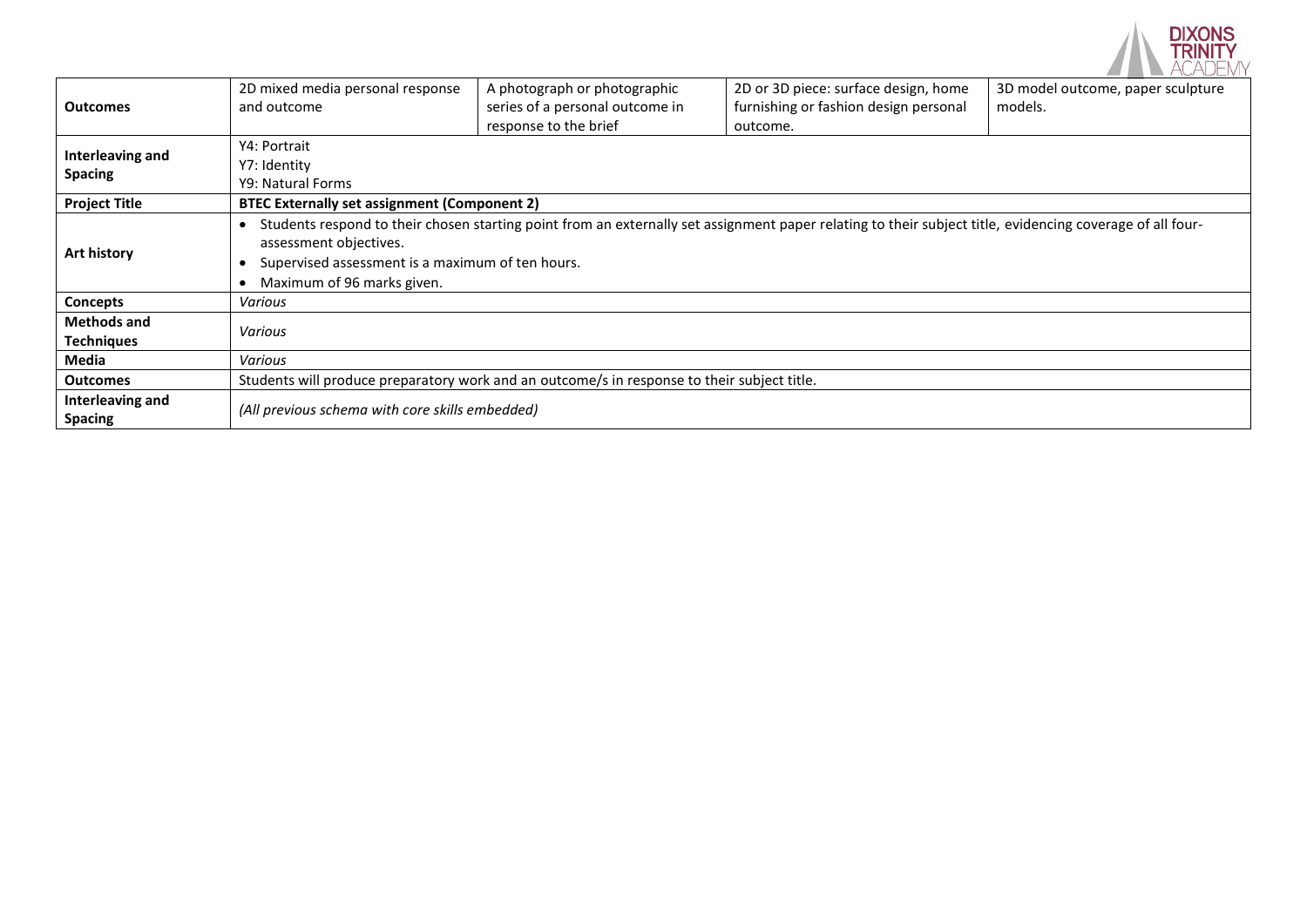| | | | | |
|---|---|---|---|---|
| **Outcomes** | 2D mixed media personal response and outcome | A photograph or photographic series of a personal outcome in response to the brief | 2D or 3D piece: surface design, home furnishing or fashion design personal outcome. | 3D model outcome, paper sculpture models. |
| **Interleaving and Spacing** | Y4: Portrait<br>Y7: Identity<br>Y9: Natural Forms | | | |
| **Project Title** | **BTEC Externally set assignment (Component 2)** | | | |
| **Art history** | • Students respond to their chosen starting point from an externally set assignment paper relating to their subject title, evidencing coverage of all four-assessment objectives.<br>• Supervised assessment is a maximum of ten hours.<br>• Maximum of 96 marks given. | | | |
| **Concepts** | *Various* | | | |
| **Methods and Techniques** | *Various* | | | |
| **Media** | *Various* | | | |
| **Outcomes** | Students will produce preparatory work and an outcome/s in response to their subject title. | | | |
| **Interleaving and Spacing** | *(All previous schema with core skills embedded)* | | | |